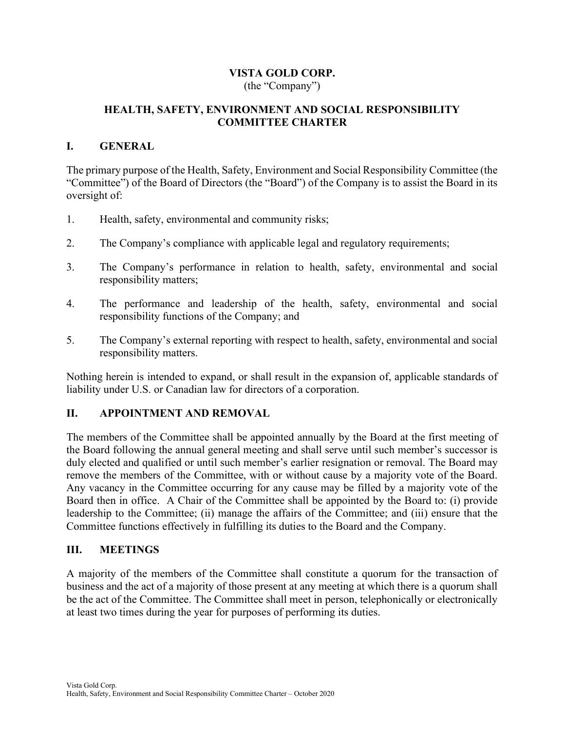# VISTA GOLD CORP.

(the "Company")

## HEALTH, SAFETY, ENVIRONMENT AND SOCIAL RESPONSIBILITY COMMITTEE CHARTER

## I. GENERAL

The primary purpose of the Health, Safety, Environment and Social Responsibility Committee (the "Committee") of the Board of Directors (the "Board") of the Company is to assist the Board in its oversight of:

1. Health, safety, environmental and community risks;
2. The Company's compliance with applicable legal and regulatory requirements;
3. The Company's performance in relation to health, safety, environmental and social responsibility matters;
4. The performance and leadership of the health, safety, environmental and social responsibility functions of the Company; and
5. The Company's external reporting with respect to health, safety, environmental and social responsibility matters.

Nothing herein is intended to expand, or shall result in the expansion of, applicable standards of liability under U.S. or Canadian law for directors of a corporation.

## II. APPOINTMENT AND REMOVAL

The members of the Committee shall be appointed annually by the Board at the first meeting of the Board following the annual general meeting and shall serve until such member's successor is duly elected and qualified or until such member's earlier resignation or removal. The Board may remove the members of the Committee, with or without cause by a majority vote of the Board. Any vacancy in the Committee occurring for any cause may be filled by a majority vote of the Board then in office. A Chair of the Committee shall be appointed by the Board to: (i) provide leadership to the Committee; (ii) manage the affairs of the Committee; and (iii) ensure that the Committee functions effectively in fulfilling its duties to the Board and the Company.

## III. MEETINGS

A majority of the members of the Committee shall constitute a quorum for the transaction of business and the act of a majority of those present at any meeting at which there is a quorum shall be the act of the Committee. The Committee shall meet in person, telephonically or electronically at least two times during the year for purposes of performing its duties.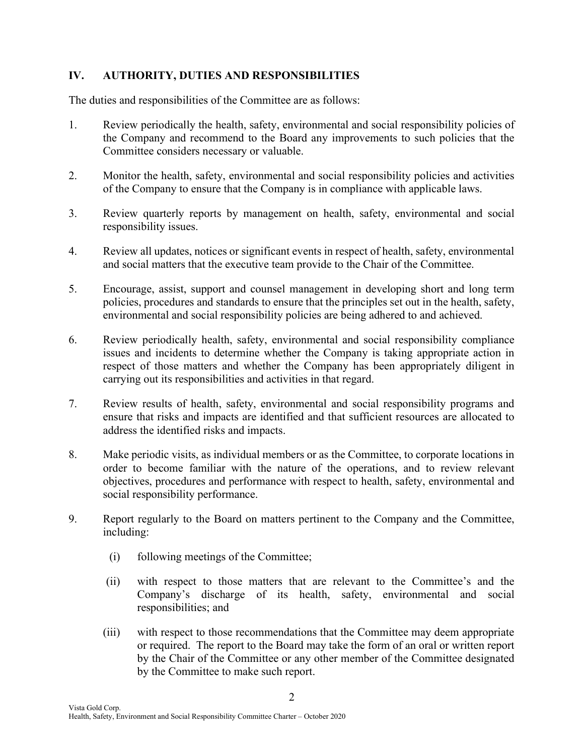## IV. AUTHORITY, DUTIES AND RESPONSIBILITIES

The duties and responsibilities of the Committee are as follows:

1. Review periodically the health, safety, environmental and social responsibility policies of the Company and recommend to the Board any improvements to such policies that the Committee considers necessary or valuable.

2. Monitor the health, safety, environmental and social responsibility policies and activities of the Company to ensure that the Company is in compliance with applicable laws.

3. Review quarterly reports by management on health, safety, environmental and social responsibility issues.

4. Review all updates, notices or significant events in respect of health, safety, environmental and social matters that the executive team provide to the Chair of the Committee.

5. Encourage, assist, support and counsel management in developing short and long term policies, procedures and standards to ensure that the principles set out in the health, safety, environmental and social responsibility policies are being adhered to and achieved.

6. Review periodically health, safety, environmental and social responsibility compliance issues and incidents to determine whether the Company is taking appropriate action in respect of those matters and whether the Company has been appropriately diligent in carrying out its responsibilities and activities in that regard.

7. Review results of health, safety, environmental and social responsibility programs and ensure that risks and impacts are identified and that sufficient resources are allocated to address the identified risks and impacts.

8. Make periodic visits, as individual members or as the Committee, to corporate locations in order to become familiar with the nature of the operations, and to review relevant objectives, procedures and performance with respect to health, safety, environmental and social responsibility performance.

9. Report regularly to the Board on matters pertinent to the Company and the Committee, including:

   (i) following meetings of the Committee;

   (ii) with respect to those matters that are relevant to the Committee's and the Company's discharge of its health, safety, environmental and social responsibilities; and

   (iii) with respect to those recommendations that the Committee may deem appropriate or required. The report to the Board may take the form of an oral or written report by the Chair of the Committee or any other member of the Committee designated by the Committee to make such report.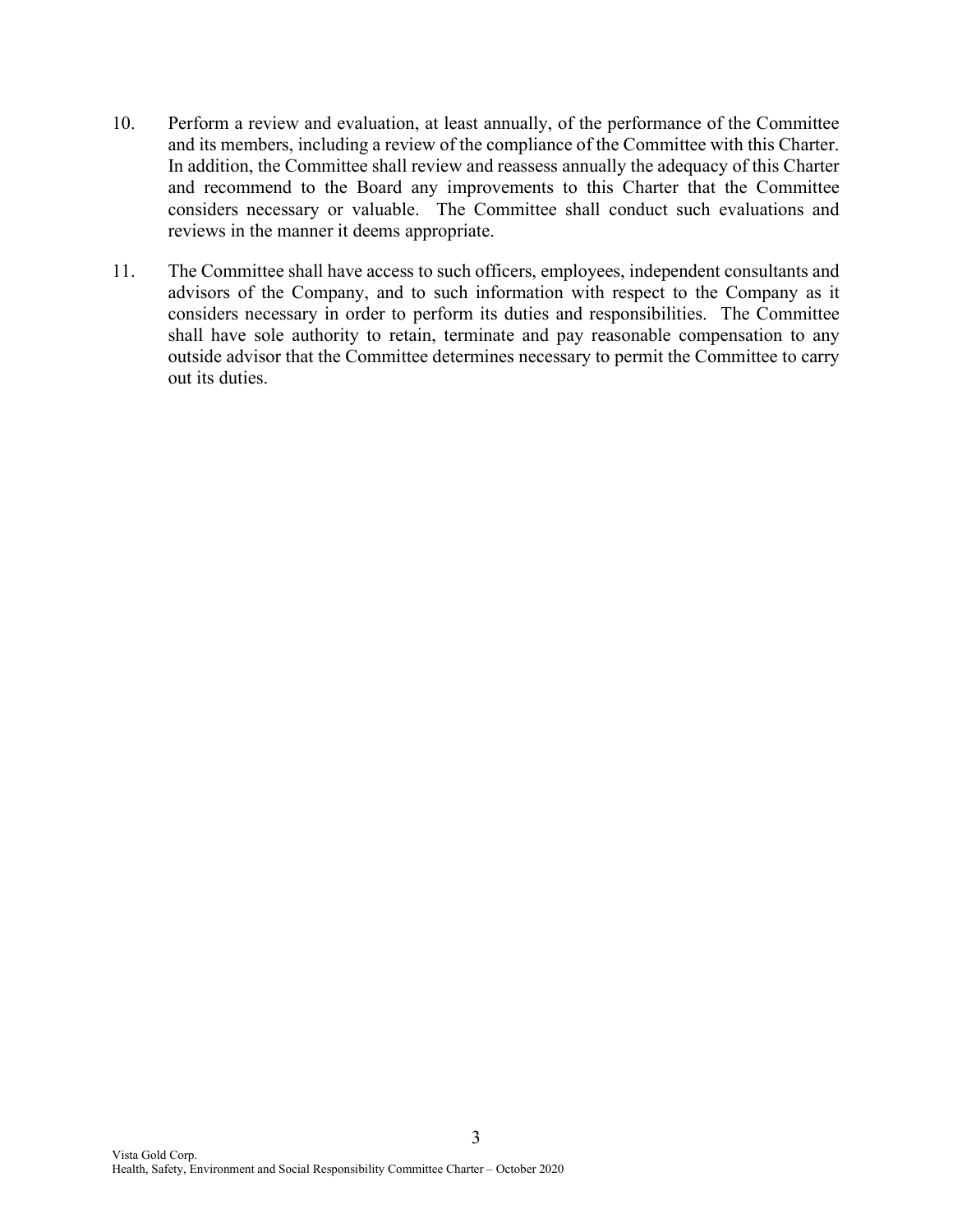10. Perform a review and evaluation, at least annually, of the performance of the Committee and its members, including a review of the compliance of the Committee with this Charter. In addition, the Committee shall review and reassess annually the adequacy of this Charter and recommend to the Board any improvements to this Charter that the Committee considers necessary or valuable. The Committee shall conduct such evaluations and reviews in the manner it deems appropriate.

11. The Committee shall have access to such officers, employees, independent consultants and advisors of the Company, and to such information with respect to the Company as it considers necessary in order to perform its duties and responsibilities. The Committee shall have sole authority to retain, terminate and pay reasonable compensation to any outside advisor that the Committee determines necessary to permit the Committee to carry out its duties.